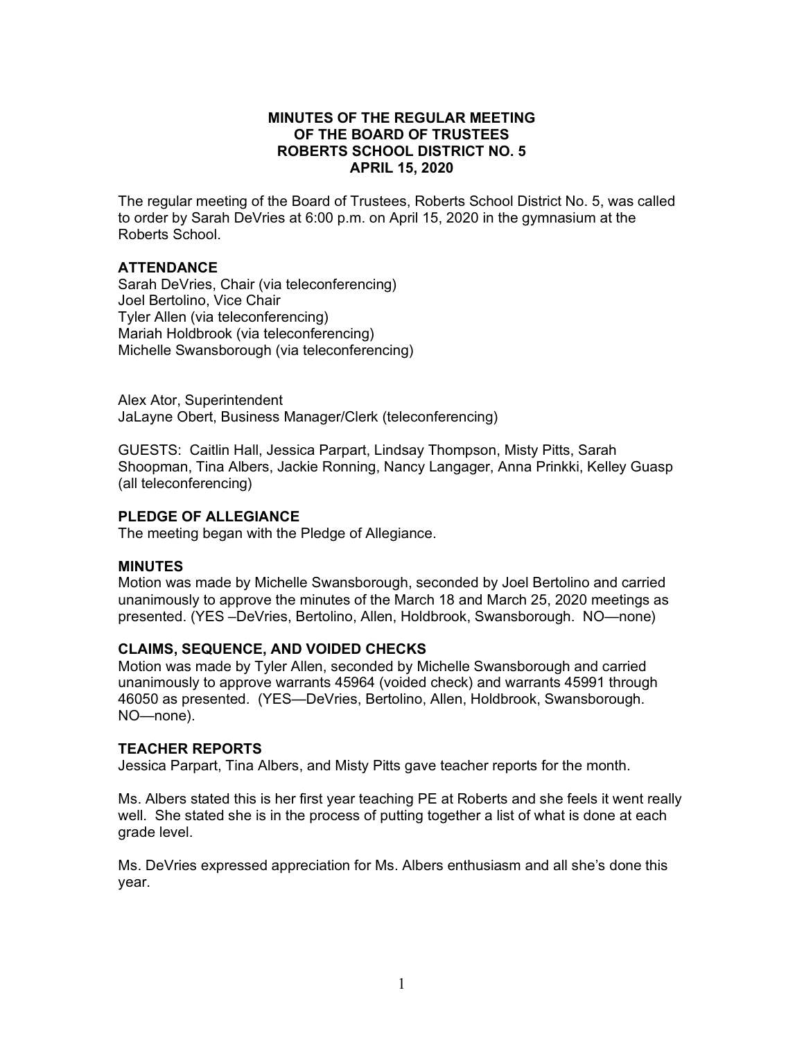**MINUTES OF THE REGULAR MEETING**
**OF THE BOARD OF TRUSTEES**
**ROBERTS SCHOOL DISTRICT NO. 5**
**APRIL 15, 2020**

The regular meeting of the Board of Trustees, Roberts School District No. 5, was called to order by Sarah DeVries at 6:00 p.m. on April 15, 2020 in the gymnasium at the Roberts School.

## ATTENDANCE

Sarah DeVries, Chair (via teleconferencing)
Joel Bertolino, Vice Chair
Tyler Allen (via teleconferencing)
Mariah Holdbrook (via teleconferencing)
Michelle Swansborough (via teleconferencing)

Alex Ator, Superintendent
JaLayne Obert, Business Manager/Clerk (teleconferencing)

GUESTS: Caitlin Hall, Jessica Parpart, Lindsay Thompson, Misty Pitts, Sarah Shoopman, Tina Albers, Jackie Ronning, Nancy Langager, Anna Prinkki, Kelley Guasp (all teleconferencing)

## PLEDGE OF ALLEGIANCE

The meeting began with the Pledge of Allegiance.

## MINUTES

Motion was made by Michelle Swansborough, seconded by Joel Bertolino and carried unanimously to approve the minutes of the March 18 and March 25, 2020 meetings as presented. (YES –DeVries, Bertolino, Allen, Holdbrook, Swansborough. NO—none)

## CLAIMS, SEQUENCE, AND VOIDED CHECKS

Motion was made by Tyler Allen, seconded by Michelle Swansborough and carried unanimously to approve warrants 45964 (voided check) and warrants 45991 through 46050 as presented. (YES—DeVries, Bertolino, Allen, Holdbrook, Swansborough. NO—none).

## TEACHER REPORTS

Jessica Parpart, Tina Albers, and Misty Pitts gave teacher reports for the month.

Ms. Albers stated this is her first year teaching PE at Roberts and she feels it went really well. She stated she is in the process of putting together a list of what is done at each grade level.

Ms. DeVries expressed appreciation for Ms. Albers enthusiasm and all she's done this year.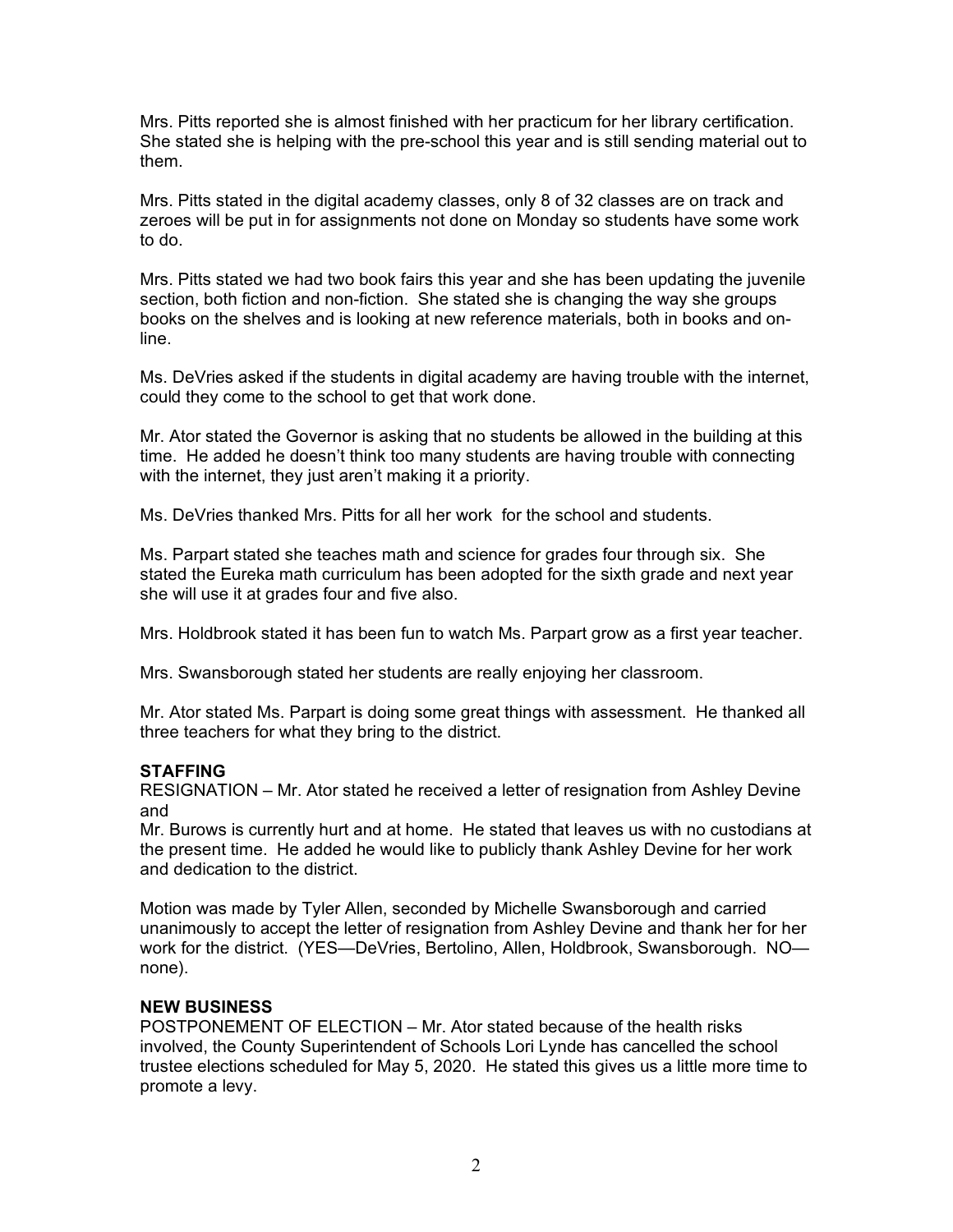Mrs. Pitts reported she is almost finished with her practicum for her library certification. She stated she is helping with the pre-school this year and is still sending material out to them.

Mrs. Pitts stated in the digital academy classes, only 8 of 32 classes are on track and zeroes will be put in for assignments not done on Monday so students have some work to do.

Mrs. Pitts stated we had two book fairs this year and she has been updating the juvenile section, both fiction and non-fiction. She stated she is changing the way she groups books on the shelves and is looking at new reference materials, both in books and on-line.

Ms. DeVries asked if the students in digital academy are having trouble with the internet, could they come to the school to get that work done.

Mr. Ator stated the Governor is asking that no students be allowed in the building at this time. He added he doesn't think too many students are having trouble with connecting with the internet, they just aren't making it a priority.

Ms. DeVries thanked Mrs. Pitts for all her work for the school and students.

Ms. Parpart stated she teaches math and science for grades four through six. She stated the Eureka math curriculum has been adopted for the sixth grade and next year she will use it at grades four and five also.

Mrs. Holdbrook stated it has been fun to watch Ms. Parpart grow as a first year teacher.

Mrs. Swansborough stated her students are really enjoying her classroom.

Mr. Ator stated Ms. Parpart is doing some great things with assessment. He thanked all three teachers for what they bring to the district.

**STAFFING**

RESIGNATION – Mr. Ator stated he received a letter of resignation from Ashley Devine and
Mr. Burows is currently hurt and at home. He stated that leaves us with no custodians at the present time. He added he would like to publicly thank Ashley Devine for her work and dedication to the district.

Motion was made by Tyler Allen, seconded by Michelle Swansborough and carried unanimously to accept the letter of resignation from Ashley Devine and thank her for her work for the district. (YES—DeVries, Bertolino, Allen, Holdbrook, Swansborough. NO—none).

**NEW BUSINESS**

POSTPONEMENT OF ELECTION – Mr. Ator stated because of the health risks involved, the County Superintendent of Schools Lori Lynde has cancelled the school trustee elections scheduled for May 5, 2020. He stated this gives us a little more time to promote a levy.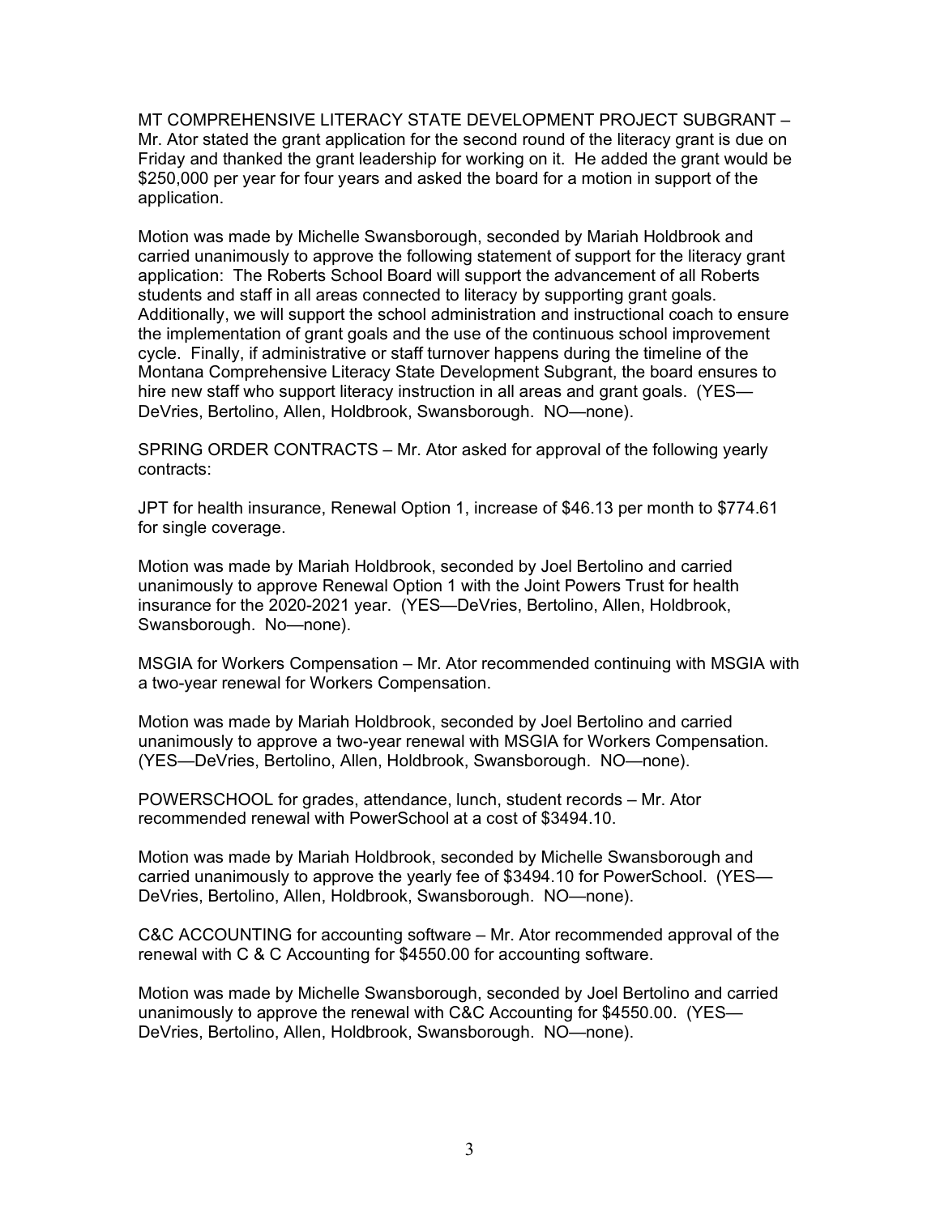MT COMPREHENSIVE LITERACY STATE DEVELOPMENT PROJECT SUBGRANT – Mr. Ator stated the grant application for the second round of the literacy grant is due on Friday and thanked the grant leadership for working on it. He added the grant would be $250,000 per year for four years and asked the board for a motion in support of the application.

Motion was made by Michelle Swansborough, seconded by Mariah Holdbrook and carried unanimously to approve the following statement of support for the literacy grant application: The Roberts School Board will support the advancement of all Roberts students and staff in all areas connected to literacy by supporting grant goals. Additionally, we will support the school administration and instructional coach to ensure the implementation of grant goals and the use of the continuous school improvement cycle. Finally, if administrative or staff turnover happens during the timeline of the Montana Comprehensive Literacy State Development Subgrant, the board ensures to hire new staff who support literacy instruction in all areas and grant goals. (YES—DeVries, Bertolino, Allen, Holdbrook, Swansborough. NO—none).

SPRING ORDER CONTRACTS – Mr. Ator asked for approval of the following yearly contracts:

JPT for health insurance, Renewal Option 1, increase of $46.13 per month to $774.61 for single coverage.

Motion was made by Mariah Holdbrook, seconded by Joel Bertolino and carried unanimously to approve Renewal Option 1 with the Joint Powers Trust for health insurance for the 2020-2021 year. (YES—DeVries, Bertolino, Allen, Holdbrook, Swansborough. No—none).

MSGIA for Workers Compensation – Mr. Ator recommended continuing with MSGIA with a two-year renewal for Workers Compensation.

Motion was made by Mariah Holdbrook, seconded by Joel Bertolino and carried unanimously to approve a two-year renewal with MSGIA for Workers Compensation. (YES—DeVries, Bertolino, Allen, Holdbrook, Swansborough. NO—none).

POWERSCHOOL for grades, attendance, lunch, student records – Mr. Ator recommended renewal with PowerSchool at a cost of $3494.10.

Motion was made by Mariah Holdbrook, seconded by Michelle Swansborough and carried unanimously to approve the yearly fee of $3494.10 for PowerSchool. (YES—DeVries, Bertolino, Allen, Holdbrook, Swansborough. NO—none).

C&C ACCOUNTING for accounting software – Mr. Ator recommended approval of the renewal with C & C Accounting for $4550.00 for accounting software.

Motion was made by Michelle Swansborough, seconded by Joel Bertolino and carried unanimously to approve the renewal with C&C Accounting for $4550.00. (YES—DeVries, Bertolino, Allen, Holdbrook, Swansborough. NO—none).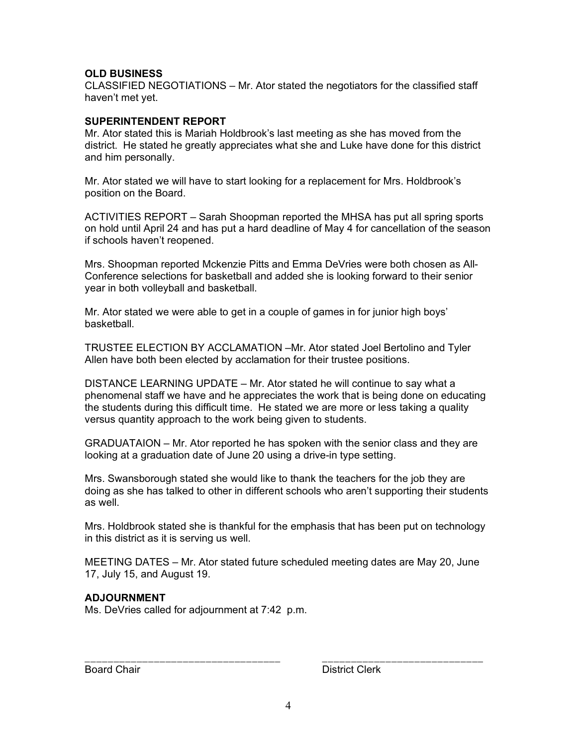**OLD BUSINESS**
CLASSIFIED NEGOTIATIONS – Mr. Ator stated the negotiators for the classified staff haven't met yet.

**SUPERINTENDENT REPORT**
Mr. Ator stated this is Mariah Holdbrook's last meeting as she has moved from the district. He stated he greatly appreciates what she and Luke have done for this district and him personally.

Mr. Ator stated we will have to start looking for a replacement for Mrs. Holdbrook's position on the Board.

ACTIVITIES REPORT – Sarah Shoopman reported the MHSA has put all spring sports on hold until April 24 and has put a hard deadline of May 4 for cancellation of the season if schools haven't reopened.

Mrs. Shoopman reported Mckenzie Pitts and Emma DeVries were both chosen as All-Conference selections for basketball and added she is looking forward to their senior year in both volleyball and basketball.

Mr. Ator stated we were able to get in a couple of games in for junior high boys' basketball.

TRUSTEE ELECTION BY ACCLAMATION –Mr. Ator stated Joel Bertolino and Tyler Allen have both been elected by acclamation for their trustee positions.

DISTANCE LEARNING UPDATE – Mr. Ator stated he will continue to say what a phenomenal staff we have and he appreciates the work that is being done on educating the students during this difficult time. He stated we are more or less taking a quality versus quantity approach to the work being given to students.

GRADUATAION – Mr. Ator reported he has spoken with the senior class and they are looking at a graduation date of June 20 using a drive-in type setting.

Mrs. Swansborough stated she would like to thank the teachers for the job they are doing as she has talked to other in different schools who aren't supporting their students as well.

Mrs. Holdbrook stated she is thankful for the emphasis that has been put on technology in this district as it is serving us well.

MEETING DATES – Mr. Ator stated future scheduled meeting dates are May 20, June 17, July 15, and August 19.

**ADJOURNMENT**
Ms. DeVries called for adjournment at 7:42 p.m.

\_\_\_\_\_\_\_\_\_\_\_\_\_\_\_\_\_\_\_\_\_\_\_\_\_\_\_\_\_\_\_\_\_\_ \_\_\_\_\_\_\_\_\_\_\_\_\_\_\_\_\_\_\_\_\_\_\_\_\_\_\_\_
Board Chair District Clerk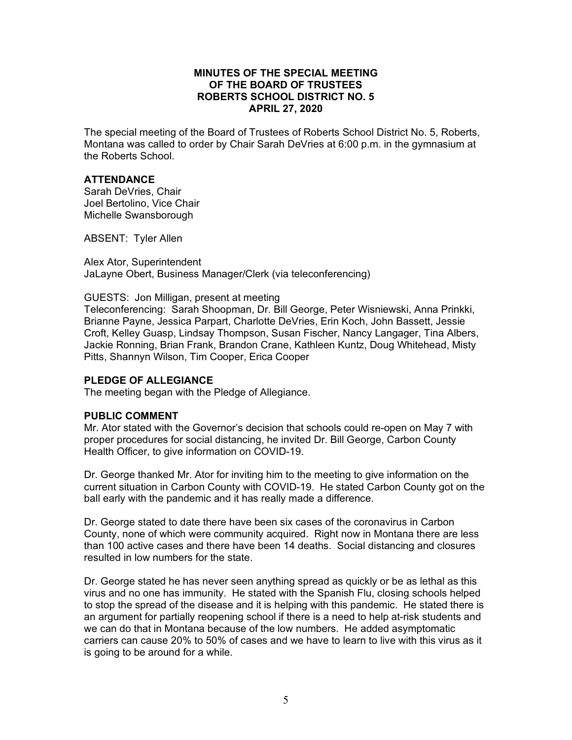# MINUTES OF THE SPECIAL MEETING OF THE BOARD OF TRUSTEES ROBERTS SCHOOL DISTRICT NO. 5 APRIL 27, 2020

The special meeting of the Board of Trustees of Roberts School District No. 5, Roberts, Montana was called to order by Chair Sarah DeVries at 6:00 p.m. in the gymnasium at the Roberts School.

## ATTENDANCE

Sarah DeVries, Chair
Joel Bertolino, Vice Chair
Michelle Swansborough

ABSENT: Tyler Allen

Alex Ator, Superintendent
JaLayne Obert, Business Manager/Clerk (via teleconferencing)

GUESTS: Jon Milligan, present at meeting
Teleconferencing: Sarah Shoopman, Dr. Bill George, Peter Wisniewski, Anna Prinkki, Brianne Payne, Jessica Parpart, Charlotte DeVries, Erin Koch, John Bassett, Jessie Croft, Kelley Guasp, Lindsay Thompson, Susan Fischer, Nancy Langager, Tina Albers, Jackie Ronning, Brian Frank, Brandon Crane, Kathleen Kuntz, Doug Whitehead, Misty Pitts, Shannyn Wilson, Tim Cooper, Erica Cooper

## PLEDGE OF ALLEGIANCE

The meeting began with the Pledge of Allegiance.

## PUBLIC COMMENT

Mr. Ator stated with the Governor's decision that schools could re-open on May 7 with proper procedures for social distancing, he invited Dr. Bill George, Carbon County Health Officer, to give information on COVID-19.

Dr. George thanked Mr. Ator for inviting him to the meeting to give information on the current situation in Carbon County with COVID-19. He stated Carbon County got on the ball early with the pandemic and it has really made a difference.

Dr. George stated to date there have been six cases of the coronavirus in Carbon County, none of which were community acquired. Right now in Montana there are less than 100 active cases and there have been 14 deaths. Social distancing and closures resulted in low numbers for the state.

Dr. George stated he has never seen anything spread as quickly or be as lethal as this virus and no one has immunity. He stated with the Spanish Flu, closing schools helped to stop the spread of the disease and it is helping with this pandemic. He stated there is an argument for partially reopening school if there is a need to help at-risk students and we can do that in Montana because of the low numbers. He added asymptomatic carriers can cause 20% to 50% of cases and we have to learn to live with this virus as it is going to be around for a while.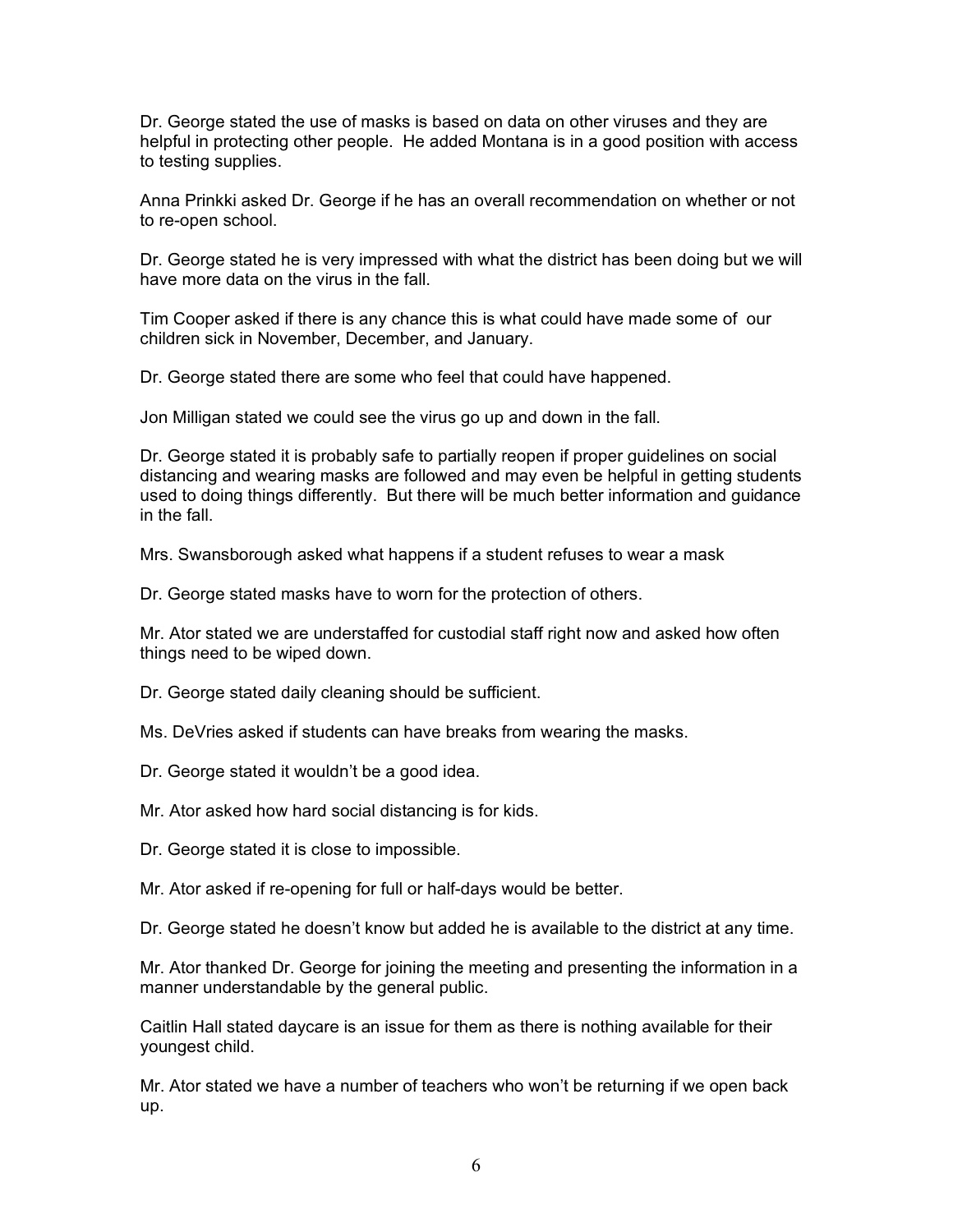Dr. George stated the use of masks is based on data on other viruses and they are helpful in protecting other people. He added Montana is in a good position with access to testing supplies.

Anna Prinkki asked Dr. George if he has an overall recommendation on whether or not to re-open school.

Dr. George stated he is very impressed with what the district has been doing but we will have more data on the virus in the fall.

Tim Cooper asked if there is any chance this is what could have made some of our children sick in November, December, and January.

Dr. George stated there are some who feel that could have happened.

Jon Milligan stated we could see the virus go up and down in the fall.

Dr. George stated it is probably safe to partially reopen if proper guidelines on social distancing and wearing masks are followed and may even be helpful in getting students used to doing things differently. But there will be much better information and guidance in the fall.

Mrs. Swansborough asked what happens if a student refuses to wear a mask

Dr. George stated masks have to worn for the protection of others.

Mr. Ator stated we are understaffed for custodial staff right now and asked how often things need to be wiped down.

Dr. George stated daily cleaning should be sufficient.

Ms. DeVries asked if students can have breaks from wearing the masks.

Dr. George stated it wouldn't be a good idea.

Mr. Ator asked how hard social distancing is for kids.

Dr. George stated it is close to impossible.

Mr. Ator asked if re-opening for full or half-days would be better.

Dr. George stated he doesn't know but added he is available to the district at any time.

Mr. Ator thanked Dr. George for joining the meeting and presenting the information in a manner understandable by the general public.

Caitlin Hall stated daycare is an issue for them as there is nothing available for their youngest child.

Mr. Ator stated we have a number of teachers who won't be returning if we open back up.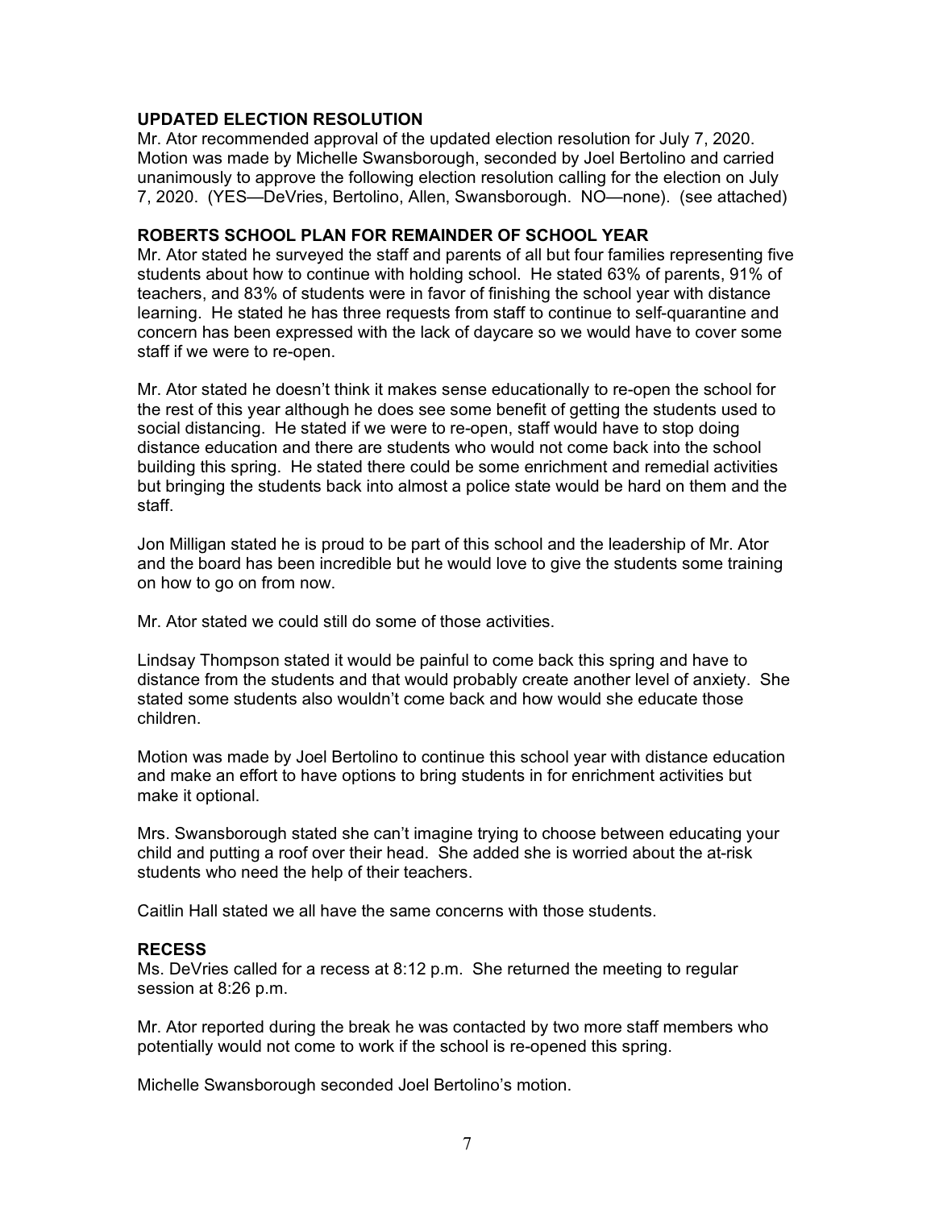**UPDATED ELECTION RESOLUTION**

Mr. Ator recommended approval of the updated election resolution for July 7, 2020. Motion was made by Michelle Swansborough, seconded by Joel Bertolino and carried unanimously to approve the following election resolution calling for the election on July 7, 2020. (YES—DeVries, Bertolino, Allen, Swansborough. NO—none). (see attached)

**ROBERTS SCHOOL PLAN FOR REMAINDER OF SCHOOL YEAR**

Mr. Ator stated he surveyed the staff and parents of all but four families representing five students about how to continue with holding school. He stated 63% of parents, 91% of teachers, and 83% of students were in favor of finishing the school year with distance learning. He stated he has three requests from staff to continue to self-quarantine and concern has been expressed with the lack of daycare so we would have to cover some staff if we were to re-open.

Mr. Ator stated he doesn't think it makes sense educationally to re-open the school for the rest of this year although he does see some benefit of getting the students used to social distancing. He stated if we were to re-open, staff would have to stop doing distance education and there are students who would not come back into the school building this spring. He stated there could be some enrichment and remedial activities but bringing the students back into almost a police state would be hard on them and the staff.

Jon Milligan stated he is proud to be part of this school and the leadership of Mr. Ator and the board has been incredible but he would love to give the students some training on how to go on from now.

Mr. Ator stated we could still do some of those activities.

Lindsay Thompson stated it would be painful to come back this spring and have to distance from the students and that would probably create another level of anxiety. She stated some students also wouldn't come back and how would she educate those children.

Motion was made by Joel Bertolino to continue this school year with distance education and make an effort to have options to bring students in for enrichment activities but make it optional.

Mrs. Swansborough stated she can't imagine trying to choose between educating your child and putting a roof over their head. She added she is worried about the at-risk students who need the help of their teachers.

Caitlin Hall stated we all have the same concerns with those students.

**RECESS**

Ms. DeVries called for a recess at 8:12 p.m. She returned the meeting to regular session at 8:26 p.m.

Mr. Ator reported during the break he was contacted by two more staff members who potentially would not come to work if the school is re-opened this spring.

Michelle Swansborough seconded Joel Bertolino's motion.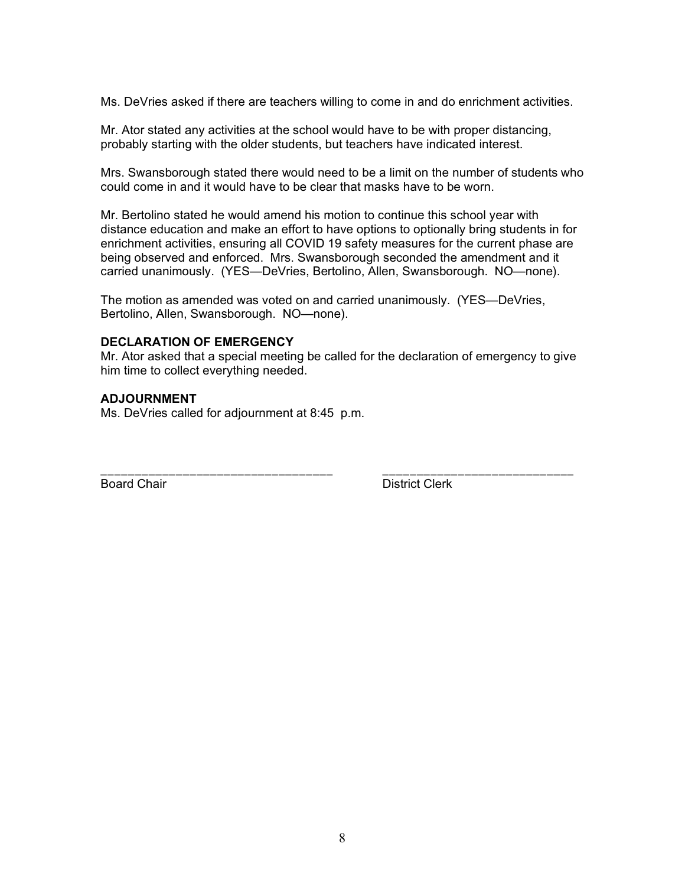Ms. DeVries asked if there are teachers willing to come in and do enrichment activities.

Mr. Ator stated any activities at the school would have to be with proper distancing, probably starting with the older students, but teachers have indicated interest.

Mrs. Swansborough stated there would need to be a limit on the number of students who could come in and it would have to be clear that masks have to be worn.

Mr. Bertolino stated he would amend his motion to continue this school year with distance education and make an effort to have options to optionally bring students in for enrichment activities, ensuring all COVID 19 safety measures for the current phase are being observed and enforced. Mrs. Swansborough seconded the amendment and it carried unanimously. (YES—DeVries, Bertolino, Allen, Swansborough. NO—none).

The motion as amended was voted on and carried unanimously. (YES—DeVries, Bertolino, Allen, Swansborough. NO—none).

**DECLARATION OF EMERGENCY**
Mr. Ator asked that a special meeting be called for the declaration of emergency to give him time to collect everything needed.

**ADJOURNMENT**
Ms. DeVries called for adjournment at 8:45 p.m.

_________________________________ _____________________________
Board Chair District Clerk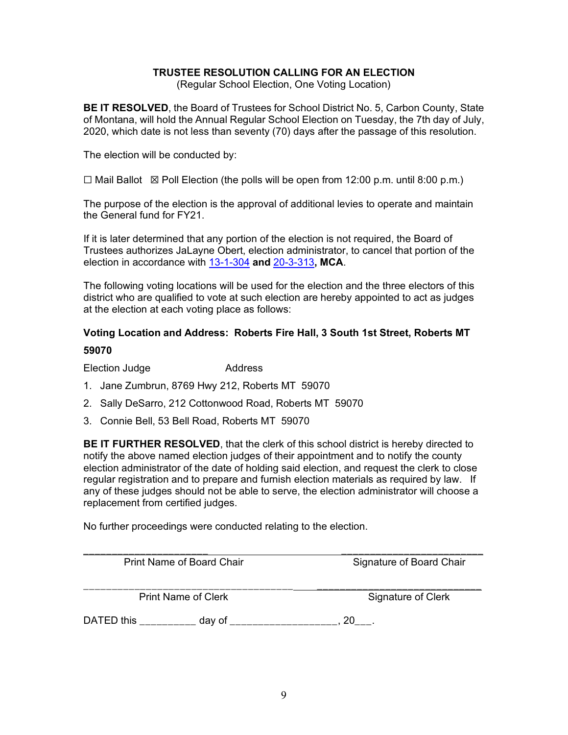**TRUSTEE RESOLUTION CALLING FOR AN ELECTION**
(Regular School Election, One Voting Location)

**BE IT RESOLVED**, the Board of Trustees for School District No. 5, Carbon County, State of Montana, will hold the Annual Regular School Election on Tuesday, the 7th day of July, 2020, which date is not less than seventy (70) days after the passage of this resolution.

The election will be conducted by:

☐ Mail Ballot ☒ Poll Election (the polls will be open from 12:00 p.m. until 8:00 p.m.)

The purpose of the election is the approval of additional levies to operate and maintain the General fund for FY21.

If it is later determined that any portion of the election is not required, the Board of Trustees authorizes JaLayne Obert, election administrator, to cancel that portion of the election in accordance with 13-1-304 **and** 20-3-313**, MCA**.

The following voting locations will be used for the election and the three electors of this district who are qualified to vote at such election are hereby appointed to act as judges at the election at each voting place as follows:

**Voting Location and Address: Roberts Fire Hall, 3 South 1st Street, Roberts MT 59070**

Election Judge Address

1. Jane Zumbrun, 8769 Hwy 212, Roberts MT 59070
2. Sally DeSarro, 212 Cottonwood Road, Roberts MT 59070
3. Connie Bell, 53 Bell Road, Roberts MT 59070

**BE IT FURTHER RESOLVED**, that the clerk of this school district is hereby directed to notify the above named election judges of their appointment and to notify the county election administrator of the date of holding said election, and request the clerk to close regular registration and to prepare and furnish election materials as required by law. If any of these judges should not be able to serve, the election administrator will choose a replacement from certified judges.

No further proceedings were conducted relating to the election.

_____________________ _______________________
Print Name of Board Chair Signature of Board Chair

____________________________________ ____________________________
Print Name of Clerk Signature of Clerk

DATED this _________ day of _________________, 20___.